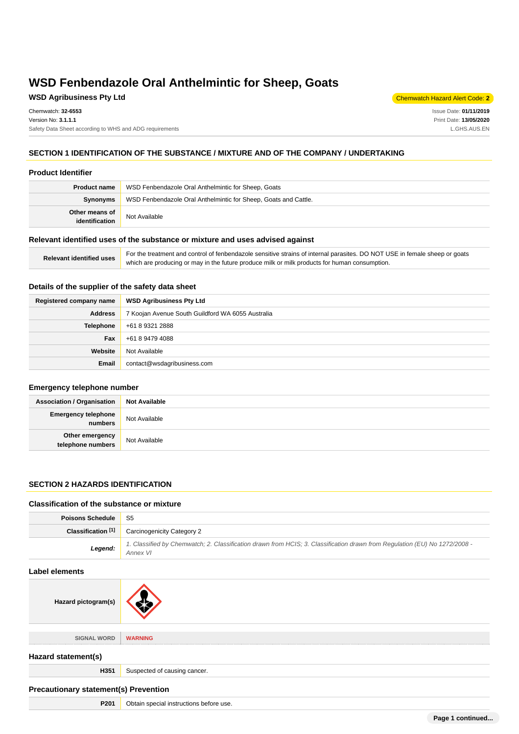# WSD Fenbendazole Oral Anthelmintic for Sheep, Goats

**WSD Agribusiness Pty Ltd**

Chemwatch Hazard Alert Code: **2**

Chemwatch: **32-6553**
Version No: **3.1.1.1**
Safety Data Sheet according to WHS and ADG requirements

Issue Date: **01/11/2019**
Print Date: **13/05/2020**
L.GHS.AUS.EN

## SECTION 1 IDENTIFICATION OF THE SUBSTANCE / MIXTURE AND OF THE COMPANY / UNDERTAKING

### Product Identifier

| | |
|---|---|
| **Product name** | WSD Fenbendazole Oral Anthelmintic for Sheep, Goats |
| **Synonyms** | WSD Fenbendazole Oral Anthelmintic for Sheep, Goats and Cattle. |
| **Other means of identification** | Not Available |

### Relevant identified uses of the substance or mixture and uses advised against

| | |
|---|---|
| **Relevant identified uses** | For the treatment and control of fenbendazole sensitive strains of internal parasites. DO NOT USE in female sheep or goats which are producing or may in the future produce milk or milk products for human consumption. |

### Details of the supplier of the safety data sheet

| | |
|---|---|
| **Registered company name** | **WSD Agribusiness Pty Ltd** |
| **Address** | 7 Koojan Avenue South Guildford WA 6055 Australia |
| **Telephone** | +61 8 9321 2888 |
| **Fax** | +61 8 9479 4088 |
| **Website** | Not Available |
| **Email** | contact@wsdagribusiness.com |

### Emergency telephone number

| | |
|---|---|
| **Association / Organisation** | **Not Available** |
| **Emergency telephone numbers** | Not Available |
| **Other emergency telephone numbers** | Not Available |

## SECTION 2 HAZARDS IDENTIFICATION

### Classification of the substance or mixture

| | |
|---|---|
| **Poisons Schedule** | S5 |
| **Classification [1]** | Carcinogenicity Category 2 |
| ***Legend:*** | *1. Classified by Chemwatch; 2. Classification drawn from HCIS; 3. Classification drawn from Regulation (EU) No 1272/2008 - Annex VI* |

### Label elements

| | |
|---|---|
| **Hazard pictogram(s)** | |
| SIGNAL WORD | **WARNING** |

### Hazard statement(s)

| | |
|---|---|
| **H351** | Suspected of causing cancer. |

### Precautionary statement(s) Prevention

| | |
|---|---|
| **P201** | Obtain special instructions before use. |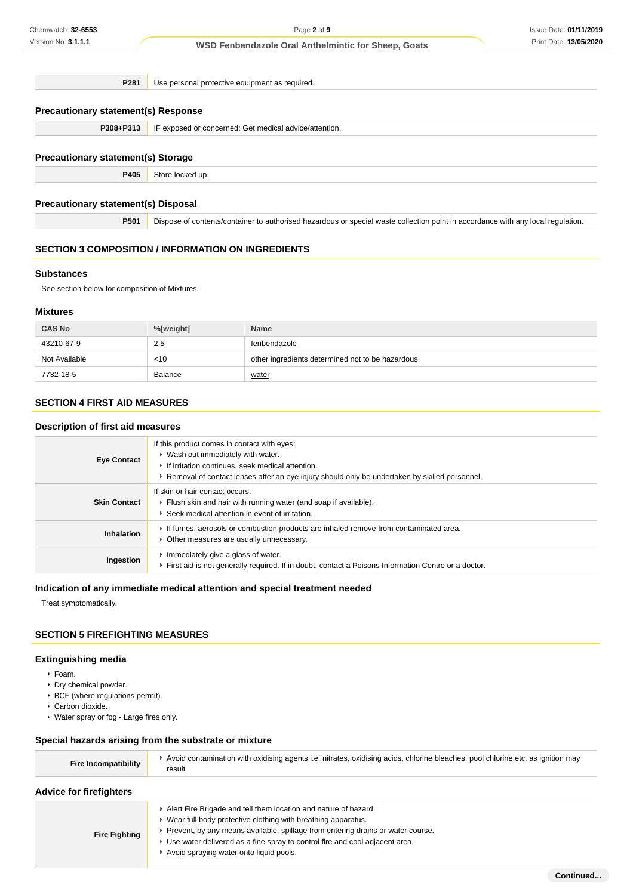| | |
|---|---|
| **P281** | Use personal protective equipment as required. |

### Precautionary statement(s) Response

| | |
|---|---|
| **P308+P313** | IF exposed or concerned: Get medical advice/attention. |

### Precautionary statement(s) Storage

| | |
|---|---|
| **P405** | Store locked up. |

### Precautionary statement(s) Disposal

| | |
|---|---|
| **P501** | Dispose of contents/container to authorised hazardous or special waste collection point in accordance with any local regulation. |

## SECTION 3 COMPOSITION / INFORMATION ON INGREDIENTS

### Substances

See section below for composition of Mixtures

### Mixtures

| CAS No | %[weight] | Name |
|---|---|---|
| 43210-67-9 | 2.5 | fenbendazole |
| Not Available | <10 | other ingredients determined not to be hazardous |
| 7732-18-5 | Balance | water |

## SECTION 4 FIRST AID MEASURES

### Description of first aid measures

| | |
|---|---|
| **Eye Contact** | If this product comes in contact with eyes:<br>▸ Wash out immediately with water.<br>▸ If irritation continues, seek medical attention.<br>▸ Removal of contact lenses after an eye injury should only be undertaken by skilled personnel. |
| **Skin Contact** | If skin or hair contact occurs:<br>▸ Flush skin and hair with running water (and soap if available).<br>▸ Seek medical attention in event of irritation. |
| **Inhalation** | ▸ If fumes, aerosols or combustion products are inhaled remove from contaminated area.<br>▸ Other measures are usually unnecessary. |
| **Ingestion** | ▸ Immediately give a glass of water.<br>▸ First aid is not generally required. If in doubt, contact a Poisons Information Centre or a doctor. |

### Indication of any immediate medical attention and special treatment needed

Treat symptomatically.

## SECTION 5 FIREFIGHTING MEASURES

### Extinguishing media

- Foam.
- Dry chemical powder.
- BCF (where regulations permit).
- Carbon dioxide.
- Water spray or fog - Large fires only.

### Special hazards arising from the substrate or mixture

| | |
|---|---|
| **Fire Incompatibility** | ▸ Avoid contamination with oxidising agents i.e. nitrates, oxidising acids, chlorine bleaches, pool chlorine etc. as ignition may result |

### Advice for firefighters

| | |
|---|---|
| **Fire Fighting** | ▸ Alert Fire Brigade and tell them location and nature of hazard.<br>▸ Wear full body protective clothing with breathing apparatus.<br>▸ Prevent, by any means available, spillage from entering drains or water course.<br>▸ Use water delivered as a fine spray to control fire and cool adjacent area.<br>▸ Avoid spraying water onto liquid pools. |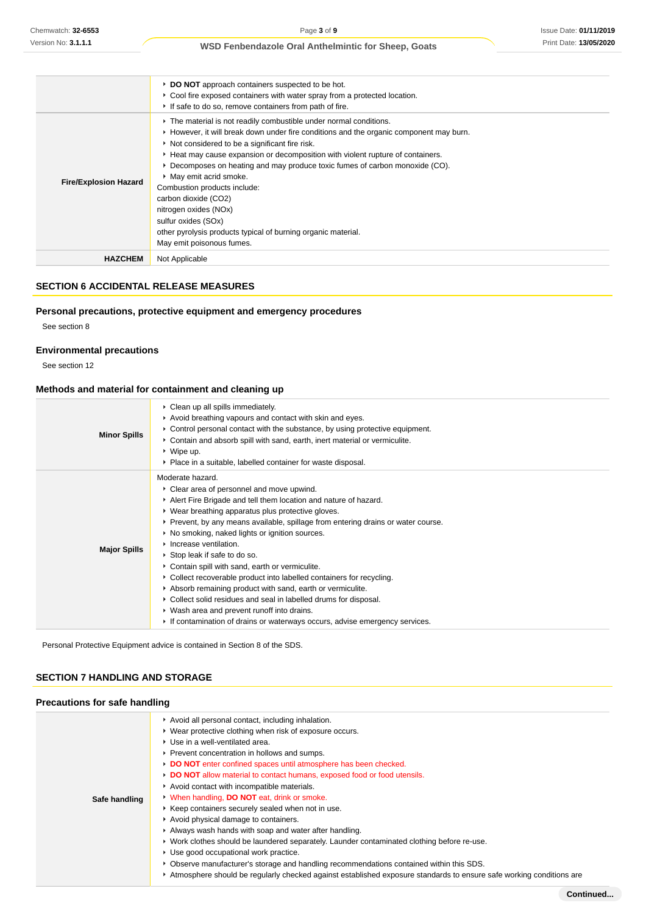| | |
|---|---|
| | ▸ **DO NOT** approach containers suspected to be hot.<br>▸ Cool fire exposed containers with water spray from a protected location.<br>▸ If safe to do so, remove containers from path of fire. |
| **Fire/Explosion Hazard** | ▸ The material is not readily combustible under normal conditions.<br>▸ However, it will break down under fire conditions and the organic component may burn.<br>▸ Not considered to be a significant fire risk.<br>▸ Heat may cause expansion or decomposition with violent rupture of containers.<br>▸ Decomposes on heating and may produce toxic fumes of carbon monoxide (CO).<br>▸ May emit acrid smoke.<br>Combustion products include:<br>carbon dioxide ($CO_2$)<br>nitrogen oxides ($NO_x$)<br>sulfur oxides ($SO_x$)<br>other pyrolysis products typical of burning organic material.<br>May emit poisonous fumes. |
| **HAZCHEM** | Not Applicable |

## SECTION 6 ACCIDENTAL RELEASE MEASURES

### Personal precautions, protective equipment and emergency procedures

See section 8

### Environmental precautions

See section 12

### Methods and material for containment and cleaning up

| | |
|---|---|
| **Minor Spills** | ▸ Clean up all spills immediately.<br>▸ Avoid breathing vapours and contact with skin and eyes.<br>▸ Control personal contact with the substance, by using protective equipment.<br>▸ Contain and absorb spill with sand, earth, inert material or vermiculite.<br>▸ Wipe up.<br>▸ Place in a suitable, labelled container for waste disposal. |
| **Major Spills** | Moderate hazard.<br>▸ Clear area of personnel and move upwind.<br>▸ Alert Fire Brigade and tell them location and nature of hazard.<br>▸ Wear breathing apparatus plus protective gloves.<br>▸ Prevent, by any means available, spillage from entering drains or water course.<br>▸ No smoking, naked lights or ignition sources.<br>▸ Increase ventilation.<br>▸ Stop leak if safe to do so.<br>▸ Contain spill with sand, earth or vermiculite.<br>▸ Collect recoverable product into labelled containers for recycling.<br>▸ Absorb remaining product with sand, earth or vermiculite.<br>▸ Collect solid residues and seal in labelled drums for disposal.<br>▸ Wash area and prevent runoff into drains.<br>▸ If contamination of drains or waterways occurs, advise emergency services. |

Personal Protective Equipment advice is contained in Section 8 of the SDS.

## SECTION 7 HANDLING AND STORAGE

### Precautions for safe handling

| | |
|---|---|
| **Safe handling** | ▸ Avoid all personal contact, including inhalation.<br>▸ Wear protective clothing when risk of exposure occurs.<br>▸ Use in a well-ventilated area.<br>▸ Prevent concentration in hollows and sumps.<br>▸ **DO NOT** enter confined spaces until atmosphere has been checked.<br>▸ **DO NOT** allow material to contact humans, exposed food or food utensils.<br>▸ Avoid contact with incompatible materials.<br>▸ When handling, **DO NOT** eat, drink or smoke.<br>▸ Keep containers securely sealed when not in use.<br>▸ Avoid physical damage to containers.<br>▸ Always wash hands with soap and water after handling.<br>▸ Work clothes should be laundered separately. Launder contaminated clothing before re-use.<br>▸ Use good occupational work practice.<br>▸ Observe manufacturer's storage and handling recommendations contained within this SDS.<br>▸ Atmosphere should be regularly checked against established exposure standards to ensure safe working conditions are |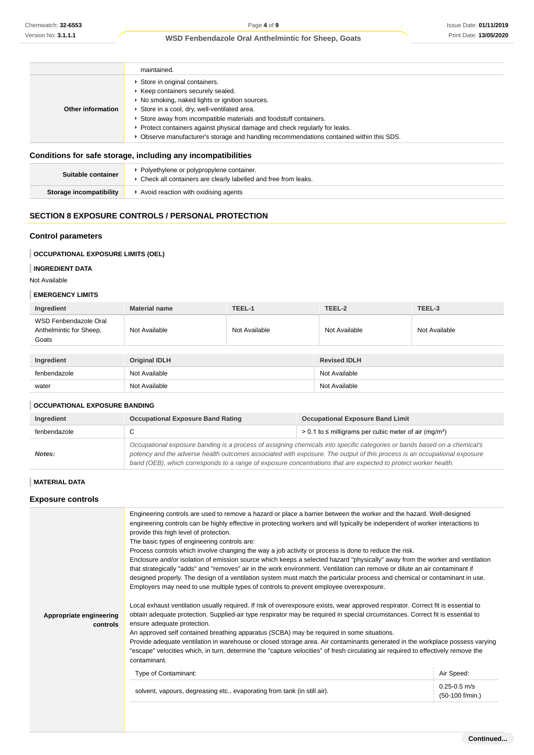| | |
|---|---|
| | maintained. |
| **Other information** | ▸ Store in original containers.<br>▸ Keep containers securely sealed.<br>▸ No smoking, naked lights or ignition sources.<br>▸ Store in a cool, dry, well-ventilated area.<br>▸ Store away from incompatible materials and foodstuff containers.<br>▸ Protect containers against physical damage and check regularly for leaks.<br>▸ Observe manufacturer's storage and handling recommendations contained within this SDS. |

### Conditions for safe storage, including any incompatibilities

| | |
|---|---|
| **Suitable container** | ▸ Polyethylene or polypropylene container.<br>▸ Check all containers are clearly labelled and free from leaks. |
| **Storage incompatibility** | ▸ Avoid reaction with oxidising agents |

## SECTION 8 EXPOSURE CONTROLS / PERSONAL PROTECTION

### Control parameters

#### OCCUPATIONAL EXPOSURE LIMITS (OEL)

#### INGREDIENT DATA

Not Available

#### EMERGENCY LIMITS

| Ingredient | Material name | TEEL-1 | TEEL-2 | TEEL-3 |
|---|---|---|---|---|
| WSD Fenbendazole Oral Anthelmintic for Sheep, Goats | Not Available | Not Available | Not Available | Not Available |

| Ingredient | Original IDLH | Revised IDLH |
|---|---|---|
| fenbendazole | Not Available | Not Available |
| water | Not Available | Not Available |

#### OCCUPATIONAL EXPOSURE BANDING

| Ingredient | Occupational Exposure Band Rating | Occupational Exposure Band Limit |
|---|---|---|
| fenbendazole | C | > 0.1 to ≤ milligrams per cubic meter of air ($mg/m^3$) |
| ***Notes:*** | *Occupational exposure banding is a process of assigning chemicals into specific categories or bands based on a chemical's potency and the adverse health outcomes associated with exposure. The output of this process is an occupational exposure band (OEB), which corresponds to a range of exposure concentrations that are expected to protect worker health.* | |

#### MATERIAL DATA

### Exposure controls

| | |
|---|---|
| **Appropriate engineering controls** | Engineering controls are used to remove a hazard or place a barrier between the worker and the hazard. Well-designed engineering controls can be highly effective in protecting workers and will typically be independent of worker interactions to provide this high level of protection.<br>The basic types of engineering controls are:<br>Process controls which involve changing the way a job activity or process is done to reduce the risk.<br>Enclosure and/or isolation of emission source which keeps a selected hazard "physically" away from the worker and ventilation that strategically "adds" and "removes" air in the work environment. Ventilation can remove or dilute an air contaminant if designed properly. The design of a ventilation system must match the particular process and chemical or contaminant in use.<br>Employers may need to use multiple types of controls to prevent employee overexposure.<br><br>Local exhaust ventilation usually required. If risk of overexposure exists, wear approved respirator. Correct fit is essential to obtain adequate protection. Supplied-air type respirator may be required in special circumstances. Correct fit is essential to ensure adequate protection.<br>An approved self contained breathing apparatus (SCBA) may be required in some situations.<br>Provide adequate ventilation in warehouse or closed storage area. Air contaminants generated in the workplace possess varying "escape" velocities which, in turn, determine the "capture velocities" of fresh circulating air required to effectively remove the contaminant. |

| Type of Contaminant: | Air Speed: |
|---|---|
| solvent, vapours, degreasing etc., evaporating from tank (in still air). | 0.25-0.5 m/s (50-100 f/min.) |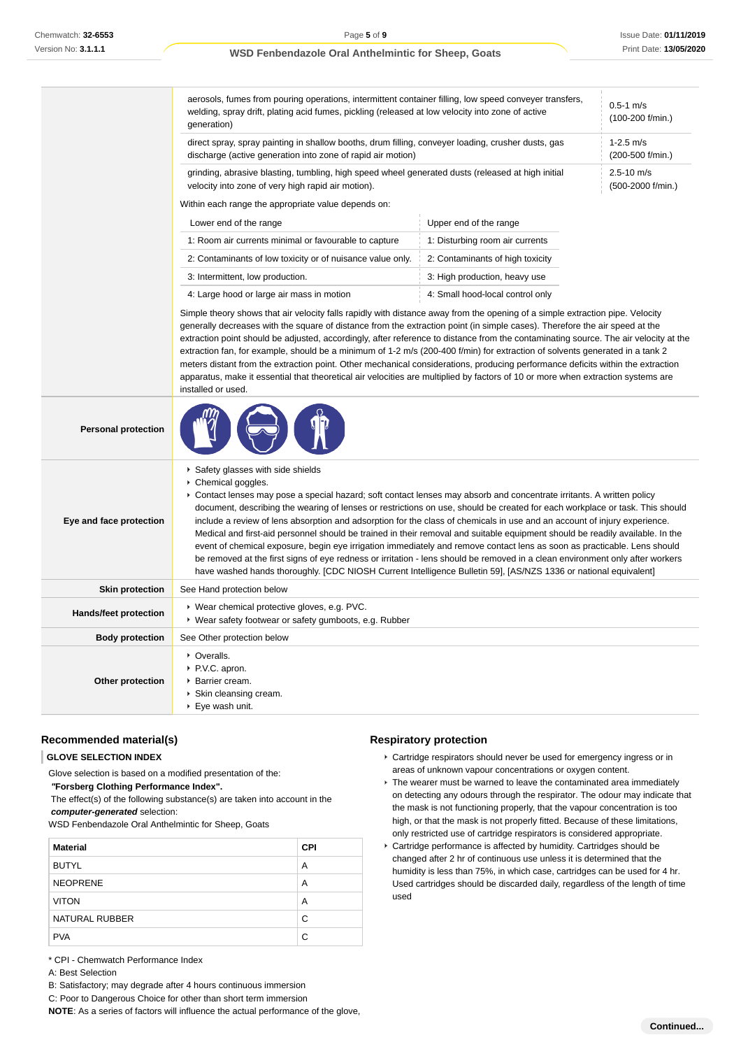| | | |
|---|---|---|
| | aerosols, fumes from pouring operations, intermittent container filling, low speed conveyer transfers, welding, spray drift, plating acid fumes, pickling (released at low velocity into zone of active generation) | 0.5-1 m/s (100-200 f/min.) |
| | direct spray, spray painting in shallow booths, drum filling, conveyer loading, crusher dusts, gas discharge (active generation into zone of rapid air motion) | 1-2.5 m/s (200-500 f/min.) |
| | grinding, abrasive blasting, tumbling, high speed wheel generated dusts (released at high initial velocity into zone of very high rapid air motion). | 2.5-10 m/s (500-2000 f/min.) |

Within each range the appropriate value depends on:

| Lower end of the range | Upper end of the range |
|---|---|
| 1: Room air currents minimal or favourable to capture | 1: Disturbing room air currents |
| 2: Contaminants of low toxicity or of nuisance value only. | 2: Contaminants of high toxicity |
| 3: Intermittent, low production. | 3: High production, heavy use |
| 4: Large hood or large air mass in motion | 4: Small hood-local control only |

Simple theory shows that air velocity falls rapidly with distance away from the opening of a simple extraction pipe. Velocity generally decreases with the square of distance from the extraction point (in simple cases). Therefore the air speed at the extraction point should be adjusted, accordingly, after reference to distance from the contaminating source. The air velocity at the extraction fan, for example, should be a minimum of 1-2 m/s (200-400 f/min) for extraction of solvents generated in a tank 2 meters distant from the extraction point. Other mechanical considerations, producing performance deficits within the extraction apparatus, make it essential that theoretical air velocities are multiplied by factors of 10 or more when extraction systems are installed or used.

| | |
|---|---|
| **Personal protection** | |
| **Eye and face protection** | - Safety glasses with side shields<br>- Chemical goggles.<br>- Contact lenses may pose a special hazard; soft contact lenses may absorb and concentrate irritants. A written policy document, describing the wearing of lenses or restrictions on use, should be created for each workplace or task. This should include a review of lens absorption and adsorption for the class of chemicals in use and an account of injury experience. Medical and first-aid personnel should be trained in their removal and suitable equipment should be readily available. In the event of chemical exposure, begin eye irrigation immediately and remove contact lens as soon as practicable. Lens should be removed at the first signs of eye redness or irritation - lens should be removed in a clean environment only after workers have washed hands thoroughly. [CDC NIOSH Current Intelligence Bulletin 59], [AS/NZS 1336 or national equivalent] |
| **Skin protection** | See Hand protection below |
| **Hands/feet protection** | - Wear chemical protective gloves, e.g. PVC.<br>- Wear safety footwear or safety gumboots, e.g. Rubber |
| **Body protection** | See Other protection below |
| **Other protection** | - Overalls.<br>- P.V.C. apron.<br>- Barrier cream.<br>- Skin cleansing cream.<br>- Eye wash unit. |

## Recommended material(s)

### GLOVE SELECTION INDEX

Glove selection is based on a modified presentation of the:

***"Forsberg Clothing Performance Index".***

The effect(s) of the following substance(s) are taken into account in the ***computer-generated*** selection:

WSD Fenbendazole Oral Anthelmintic for Sheep, Goats

| Material | CPI |
|---|---|
| BUTYL | A |
| NEOPRENE | A |
| VITON | A |
| NATURAL RUBBER | C |
| PVA | C |

* CPI - Chemwatch Performance Index

A: Best Selection

B: Satisfactory; may degrade after 4 hours continuous immersion

C: Poor to Dangerous Choice for other than short term immersion

**NOTE**: As a series of factors will influence the actual performance of the glove,

## Respiratory protection

- Cartridge respirators should never be used for emergency ingress or in areas of unknown vapour concentrations or oxygen content.
- The wearer must be warned to leave the contaminated area immediately on detecting any odours through the respirator. The odour may indicate that the mask is not functioning properly, that the vapour concentration is too high, or that the mask is not properly fitted. Because of these limitations, only restricted use of cartridge respirators is considered appropriate.
- Cartridge performance is affected by humidity. Cartridges should be changed after 2 hr of continuous use unless it is determined that the humidity is less than 75%, in which case, cartridges can be used for 4 hr. Used cartridges should be discarded daily, regardless of the length of time used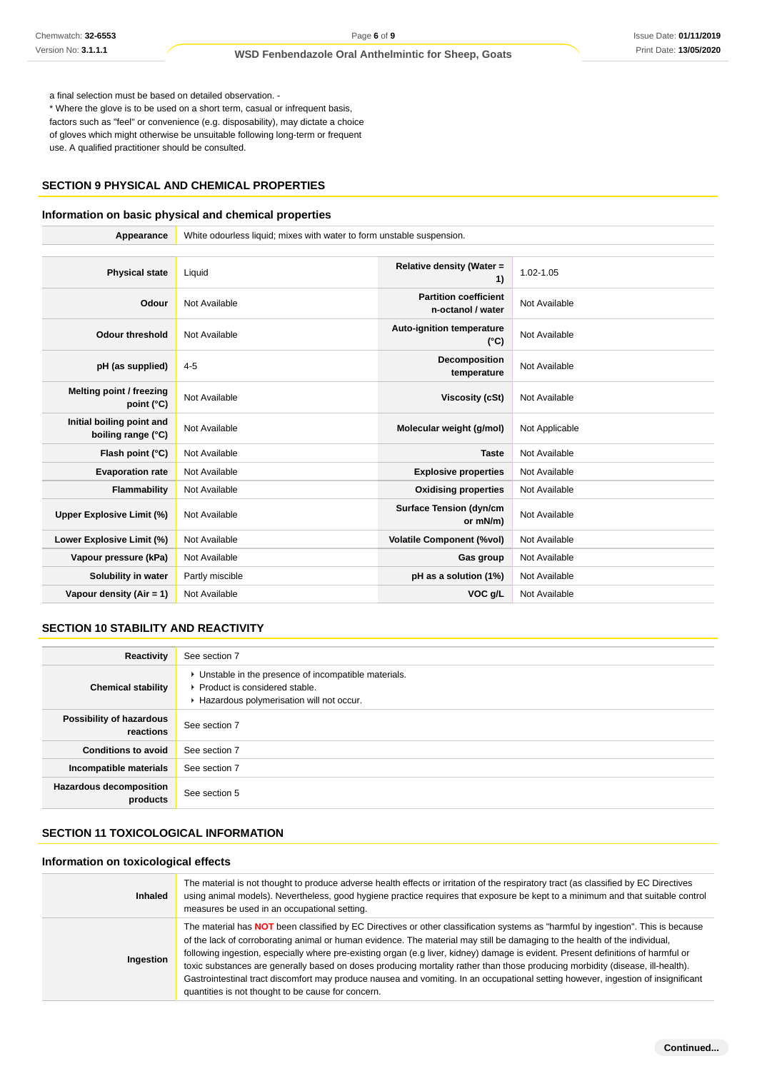a final selection must be based on detailed observation. -
* Where the glove is to be used on a short term, casual or infrequent basis, factors such as "feel" or convenience (e.g. disposability), may dictate a choice of gloves which might otherwise be unsuitable following long-term or frequent use. A qualified practitioner should be consulted.

## SECTION 9 PHYSICAL AND CHEMICAL PROPERTIES

### Information on basic physical and chemical properties

| Appearance | White odourless liquid; mixes with water to form unstable suspension. |
|---|---|

| | | | |
|---|---|---|---|
| **Physical state** | Liquid | **Relative density (Water = 1)** | 1.02-1.05 |
| **Odour** | Not Available | **Partition coefficient n-octanol / water** | Not Available |
| **Odour threshold** | Not Available | **Auto-ignition temperature (°C)** | Not Available |
| **pH (as supplied)** | 4-5 | **Decomposition temperature** | Not Available |
| **Melting point / freezing point (°C)** | Not Available | **Viscosity (cSt)** | Not Available |
| **Initial boiling point and boiling range (°C)** | Not Available | **Molecular weight (g/mol)** | Not Applicable |
| **Flash point (°C)** | Not Available | **Taste** | Not Available |
| **Evaporation rate** | Not Available | **Explosive properties** | Not Available |
| **Flammability** | Not Available | **Oxidising properties** | Not Available |
| **Upper Explosive Limit (%)** | Not Available | **Surface Tension (dyn/cm or mN/m)** | Not Available |
| **Lower Explosive Limit (%)** | Not Available | **Volatile Component (%vol)** | Not Available |
| **Vapour pressure (kPa)** | Not Available | **Gas group** | Not Available |
| **Solubility in water** | Partly miscible | **pH as a solution (1%)** | Not Available |
| **Vapour density (Air = 1)** | Not Available | **VOC g/L** | Not Available |

## SECTION 10 STABILITY AND REACTIVITY

| | |
|---|---|
| **Reactivity** | See section 7 |
| **Chemical stability** | ‣ Unstable in the presence of incompatible materials.<br>‣ Product is considered stable.<br>‣ Hazardous polymerisation will not occur. |
| **Possibility of hazardous reactions** | See section 7 |
| **Conditions to avoid** | See section 7 |
| **Incompatible materials** | See section 7 |
| **Hazardous decomposition products** | See section 5 |

## SECTION 11 TOXICOLOGICAL INFORMATION

### Information on toxicological effects

| | |
|---|---|
| **Inhaled** | The material is not thought to produce adverse health effects or irritation of the respiratory tract (as classified by EC Directives using animal models). Nevertheless, good hygiene practice requires that exposure be kept to a minimum and that suitable control measures be used in an occupational setting. |
| **Ingestion** | The material has **NOT** been classified by EC Directives or other classification systems as "harmful by ingestion". This is because of the lack of corroborating animal or human evidence. The material may still be damaging to the health of the individual, following ingestion, especially where pre-existing organ (e.g liver, kidney) damage is evident. Present definitions of harmful or toxic substances are generally based on doses producing mortality rather than those producing morbidity (disease, ill-health). Gastrointestinal tract discomfort may produce nausea and vomiting. In an occupational setting however, ingestion of insignificant quantities is not thought to be cause for concern. |

**Continued...**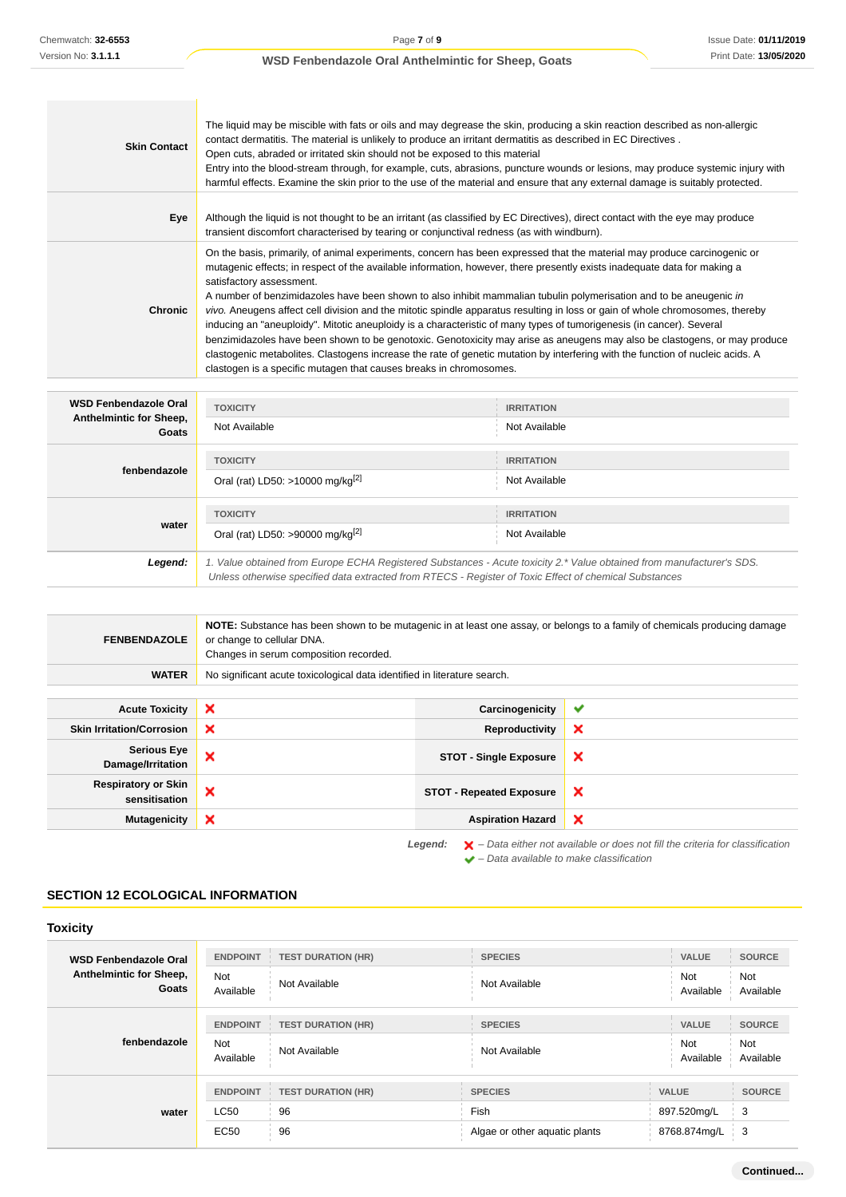| | |
|---|---|
| **Skin Contact** | The liquid may be miscible with fats or oils and may degrease the skin, producing a skin reaction described as non-allergic contact dermatitis. The material is unlikely to produce an irritant dermatitis as described in EC Directives .<br>Open cuts, abraded or irritated skin should not be exposed to this material<br>Entry into the blood-stream through, for example, cuts, abrasions, puncture wounds or lesions, may produce systemic injury with harmful effects. Examine the skin prior to the use of the material and ensure that any external damage is suitably protected. |
| **Eye** | Although the liquid is not thought to be an irritant (as classified by EC Directives), direct contact with the eye may produce transient discomfort characterised by tearing or conjunctival redness (as with windburn). |
| **Chronic** | On the basis, primarily, of animal experiments, concern has been expressed that the material may produce carcinogenic or mutagenic effects; in respect of the available information, however, there presently exists inadequate data for making a satisfactory assessment.<br>A number of benzimidazoles have been shown to also inhibit mammalian tubulin polymerisation and to be aneugenic *in vivo.* Aneugens affect cell division and the mitotic spindle apparatus resulting in loss or gain of whole chromosomes, thereby inducing an "aneuploidy". Mitotic aneuploidy is a characteristic of many types of tumorigenesis (in cancer). Several benzimidazoles have been shown to be genotoxic. Genotoxicity may arise as aneugens may also be clastogens, or may produce clastogenic metabolites. Clastogens increase the rate of genetic mutation by interfering with the function of nucleic acids. A clastogen is a specific mutagen that causes breaks in chromosomes. |

| | TOXICITY | IRRITATION |
|---|---|---|
| **WSD Fenbendazole Oral Anthelmintic for Sheep, Goats** | Not Available | Not Available |
| **fenbendazole** | Oral (rat) LD50: >10000 mg/kg[2] | Not Available |
| **water** | Oral (rat) LD50: >90000 mg/kg[2] | Not Available |
| ***Legend:*** | *1. Value obtained from Europe ECHA Registered Substances - Acute toxicity 2.\* Value obtained from manufacturer's SDS. Unless otherwise specified data extracted from RTECS - Register of Toxic Effect of chemical Substances* | |

| | |
|---|---|
| **FENBENDAZOLE** | **NOTE:** Substance has been shown to be mutagenic in at least one assay, or belongs to a family of chemicals producing damage or change to cellular DNA.<br>Changes in serum composition recorded. |
| **WATER** | No significant acute toxicological data identified in literature search. |

| | | | |
|---|---|---|---|
| **Acute Toxicity** | ✘ | **Carcinogenicity** | ✔ |
| **Skin Irritation/Corrosion** | ✘ | **Reproductivity** | ✘ |
| **Serious Eye Damage/Irritation** | ✘ | **STOT - Single Exposure** | ✘ |
| **Respiratory or Skin sensitisation** | ✘ | **STOT - Repeated Exposure** | ✘ |
| **Mutagenicity** | ✘ | **Aspiration Hazard** | ✘ |

***Legend:*** ✘ *– Data either not available or does not fill the criteria for classification*
✔ *– Data available to make classification*

## SECTION 12 ECOLOGICAL INFORMATION

### Toxicity

| | ENDPOINT | TEST DURATION (HR) | SPECIES | VALUE | SOURCE |
|---|---|---|---|---|---|
| **WSD Fenbendazole Oral Anthelmintic for Sheep, Goats** | Not Available | Not Available | Not Available | Not Available | Not Available |
| **fenbendazole** | Not Available | Not Available | Not Available | Not Available | Not Available |
| **water** | LC50 | 96 | Fish | 897.520mg/L | 3 |
| | EC50 | 96 | Algae or other aquatic plants | 8768.874mg/L | 3 |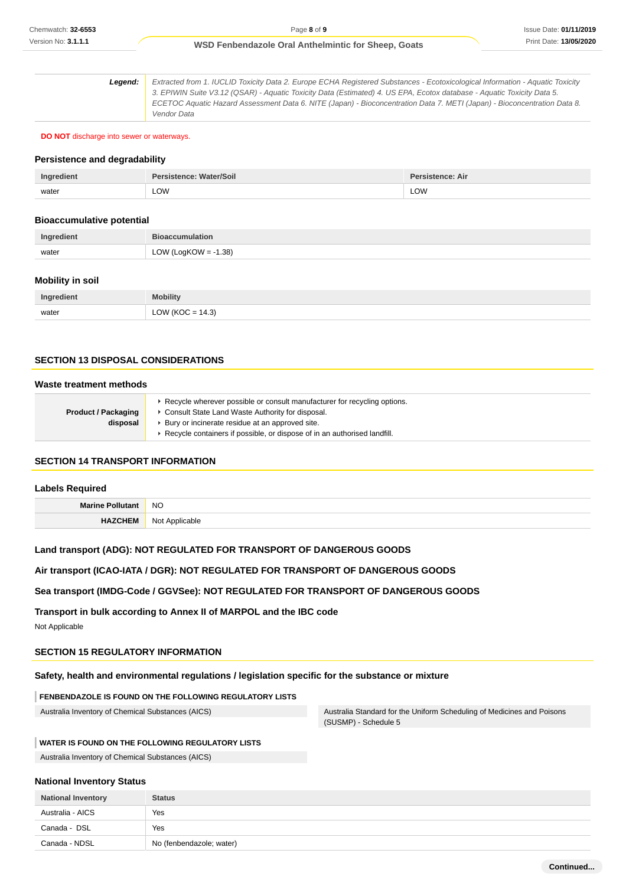| Legend: | Extracted from 1. IUCLID Toxicity Data 2. Europe ECHA Registered Substances - Ecotoxicological Information - Aquatic Toxicity 3. EPIWIN Suite V3.12 (QSAR) - Aquatic Toxicity Data (Estimated) 4. US EPA, Ecotox database - Aquatic Toxicity Data 5. ECETOC Aquatic Hazard Assessment Data 6. NITE (Japan) - Bioconcentration Data 7. METI (Japan) - Bioconcentration Data 8. Vendor Data |
|---|---|

**DO NOT** discharge into sewer or waterways.

### Persistence and degradability

| Ingredient | Persistence: Water/Soil | Persistence: Air |
|---|---|---|
| water | LOW | LOW |

### Bioaccumulative potential

| Ingredient | Bioaccumulation |
|---|---|
| water | LOW (LogKOW = -1.38) |

### Mobility in soil

| Ingredient | Mobility |
|---|---|
| water | LOW (KOC = 14.3) |

## SECTION 13 DISPOSAL CONSIDERATIONS

### Waste treatment methods

| Product / Packaging disposal | ‣ Recycle wherever possible or consult manufacturer for recycling options.<br>‣ Consult State Land Waste Authority for disposal.<br>‣ Bury or incinerate residue at an approved site.<br>‣ Recycle containers if possible, or dispose of in an authorised landfill. |
|---|---|

## SECTION 14 TRANSPORT INFORMATION

### Labels Required

| Marine Pollutant | NO |
|---|---|
| HAZCHEM | Not Applicable |

### Land transport (ADG): NOT REGULATED FOR TRANSPORT OF DANGEROUS GOODS

### Air transport (ICAO-IATA / DGR): NOT REGULATED FOR TRANSPORT OF DANGEROUS GOODS

### Sea transport (IMDG-Code / GGVSee): NOT REGULATED FOR TRANSPORT OF DANGEROUS GOODS

### Transport in bulk according to Annex II of MARPOL and the IBC code

Not Applicable

## SECTION 15 REGULATORY INFORMATION

### Safety, health and environmental regulations / legislation specific for the substance or mixture

**FENBENDAZOLE IS FOUND ON THE FOLLOWING REGULATORY LISTS**

| | |
|---|---|
| Australia Inventory of Chemical Substances (AICS) | Australia Standard for the Uniform Scheduling of Medicines and Poisons (SUSMP) - Schedule 5 |

**WATER IS FOUND ON THE FOLLOWING REGULATORY LISTS**

Australia Inventory of Chemical Substances (AICS)

### National Inventory Status

| National Inventory | Status |
|---|---|
| Australia - AICS | Yes |
| Canada - DSL | Yes |
| Canada - NDSL | No (fenbendazole; water) |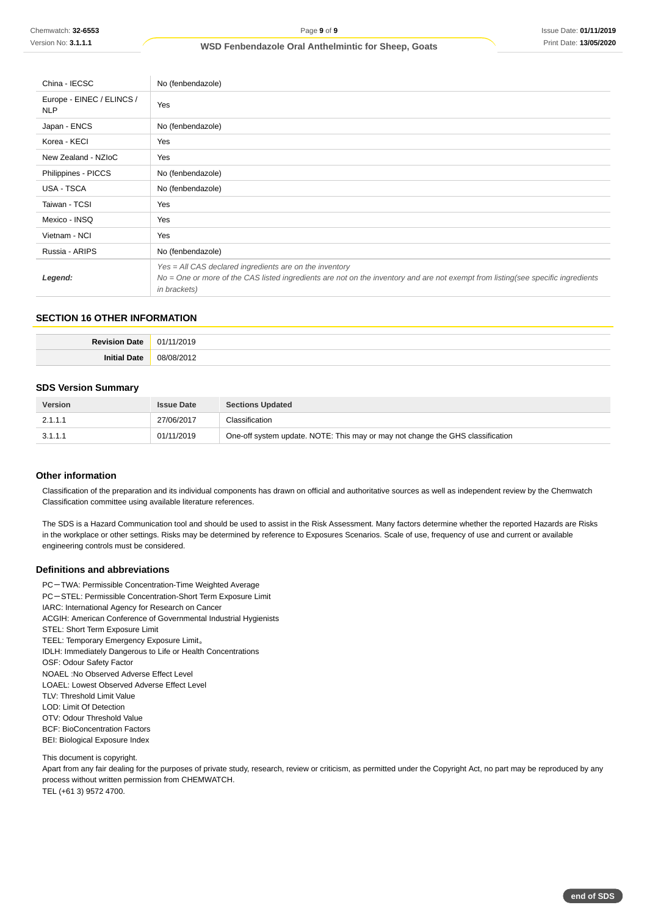| | |
|---|---|
| China - IECSC | No (fenbendazole) |
| Europe - EINEC / ELINCS / NLP | Yes |
| Japan - ENCS | No (fenbendazole) |
| Korea - KECI | Yes |
| New Zealand - NZIoC | Yes |
| Philippines - PICCS | No (fenbendazole) |
| USA - TSCA | No (fenbendazole) |
| Taiwan - TCSI | Yes |
| Mexico - INSQ | Yes |
| Vietnam - NCI | Yes |
| Russia - ARIPS | No (fenbendazole) |
| ***Legend:*** | *Yes = All CAS declared ingredients are on the inventory*<br>*No = One or more of the CAS listed ingredients are not on the inventory and are not exempt from listing(see specific ingredients in brackets)* |

## SECTION 16 OTHER INFORMATION

| | |
|---|---|
| **Revision Date** | 01/11/2019 |
| **Initial Date** | 08/08/2012 |

### SDS Version Summary

| Version | Issue Date | Sections Updated |
|---|---|---|
| 2.1.1.1 | 27/06/2017 | Classification |
| 3.1.1.1 | 01/11/2019 | One-off system update. NOTE: This may or may not change the GHS classification |

### Other information

Classification of the preparation and its individual components has drawn on official and authoritative sources as well as independent review by the Chemwatch Classification committee using available literature references.

The SDS is a Hazard Communication tool and should be used to assist in the Risk Assessment. Many factors determine whether the reported Hazards are Risks in the workplace or other settings. Risks may be determined by reference to Exposures Scenarios. Scale of use, frequency of use and current or available engineering controls must be considered.

### Definitions and abbreviations

PC－TWA: Permissible Concentration-Time Weighted Average
PC－STEL: Permissible Concentration-Short Term Exposure Limit
IARC: International Agency for Research on Cancer
ACGIH: American Conference of Governmental Industrial Hygienists
STEL: Short Term Exposure Limit
TEEL: Temporary Emergency Exposure Limit。
IDLH: Immediately Dangerous to Life or Health Concentrations
OSF: Odour Safety Factor
NOAEL :No Observed Adverse Effect Level
LOAEL: Lowest Observed Adverse Effect Level
TLV: Threshold Limit Value
LOD: Limit Of Detection
OTV: Odour Threshold Value
BCF: BioConcentration Factors
BEI: Biological Exposure Index

This document is copyright.
Apart from any fair dealing for the purposes of private study, research, review or criticism, as permitted under the Copyright Act, no part may be reproduced by any process without written permission from CHEMWATCH.
TEL (+61 3) 9572 4700.

end of SDS